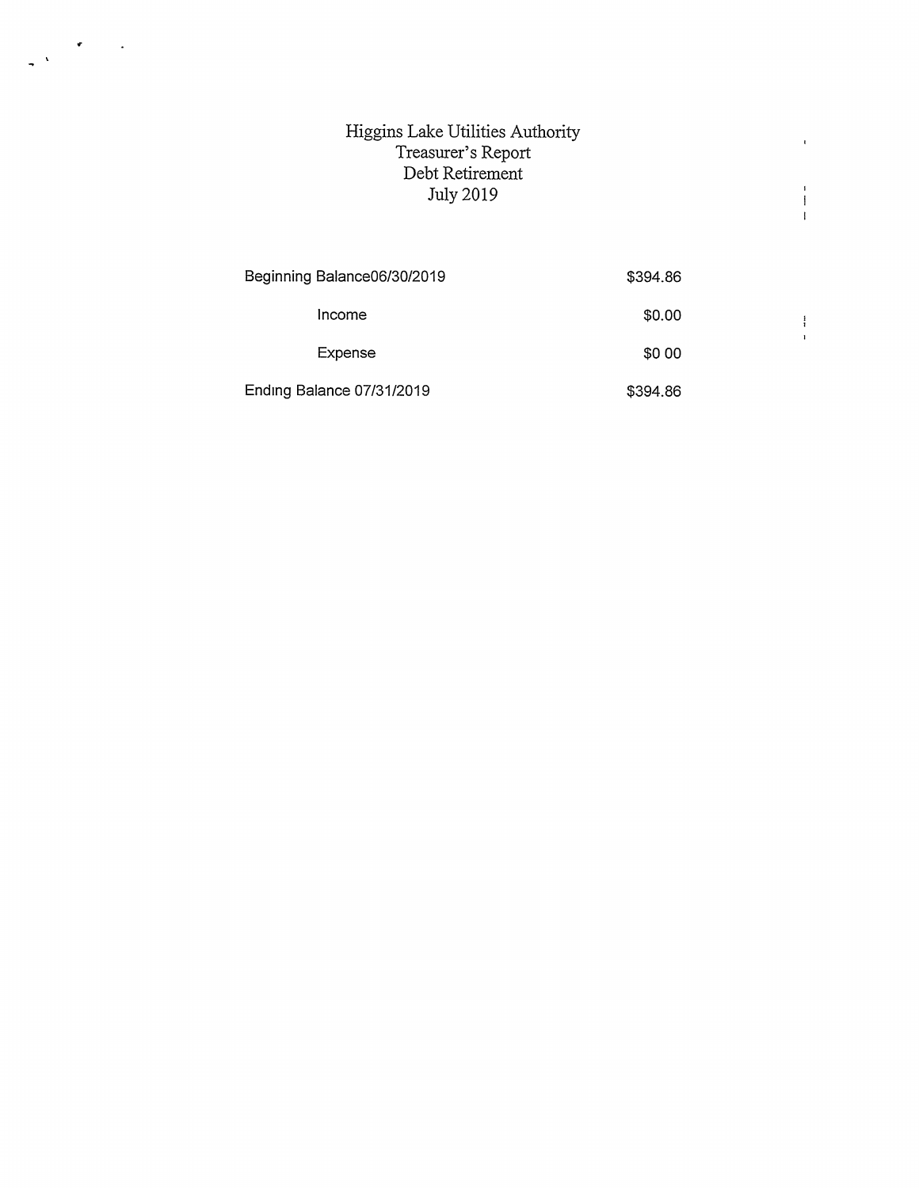# Higgins Lake Utilities Authority
## Treasurer's Report
## Debt Retirement
## July 2019

| | |
|---|---|
| Beginning Balance06/30/2019 | $394.86 |
| Income | $0.00 |
| Expense | $0 00 |
| Ending Balance 07/31/2019 | $394.86 |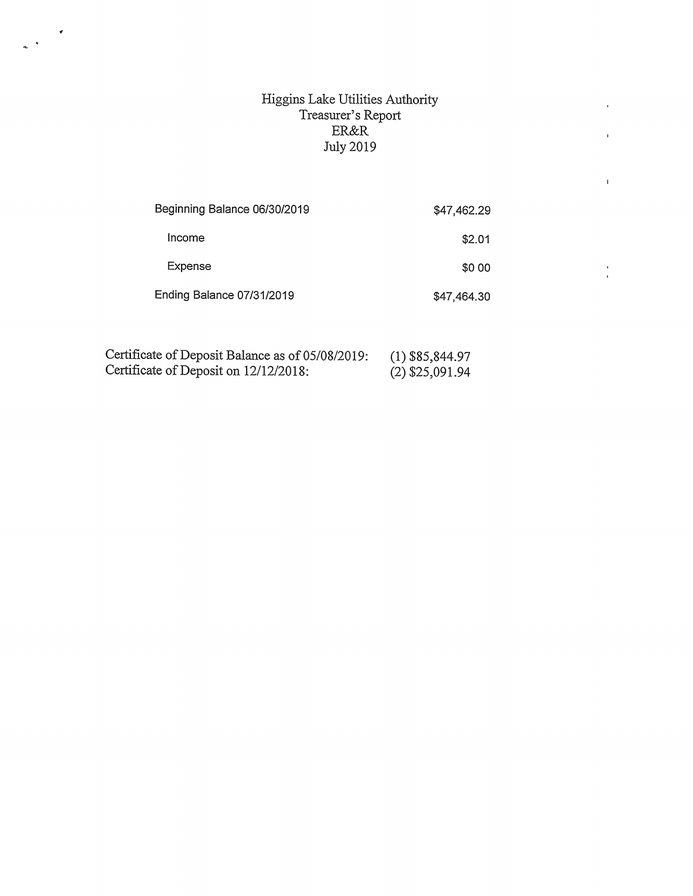# Higgins Lake Utilities Authority
## Treasurer's Report
## ER&R
## July 2019

| | |
|---|---|
| Beginning Balance 06/30/2019 | $47,462.29 |
| Income | $2.01 |
| Expense | $0 00 |
| Ending Balance 07/31/2019 | $47,464.30 |

Certificate of Deposit Balance as of 05/08/2019: (1) $85,844.97
Certificate of Deposit on 12/12/2018: (2) $25,091.94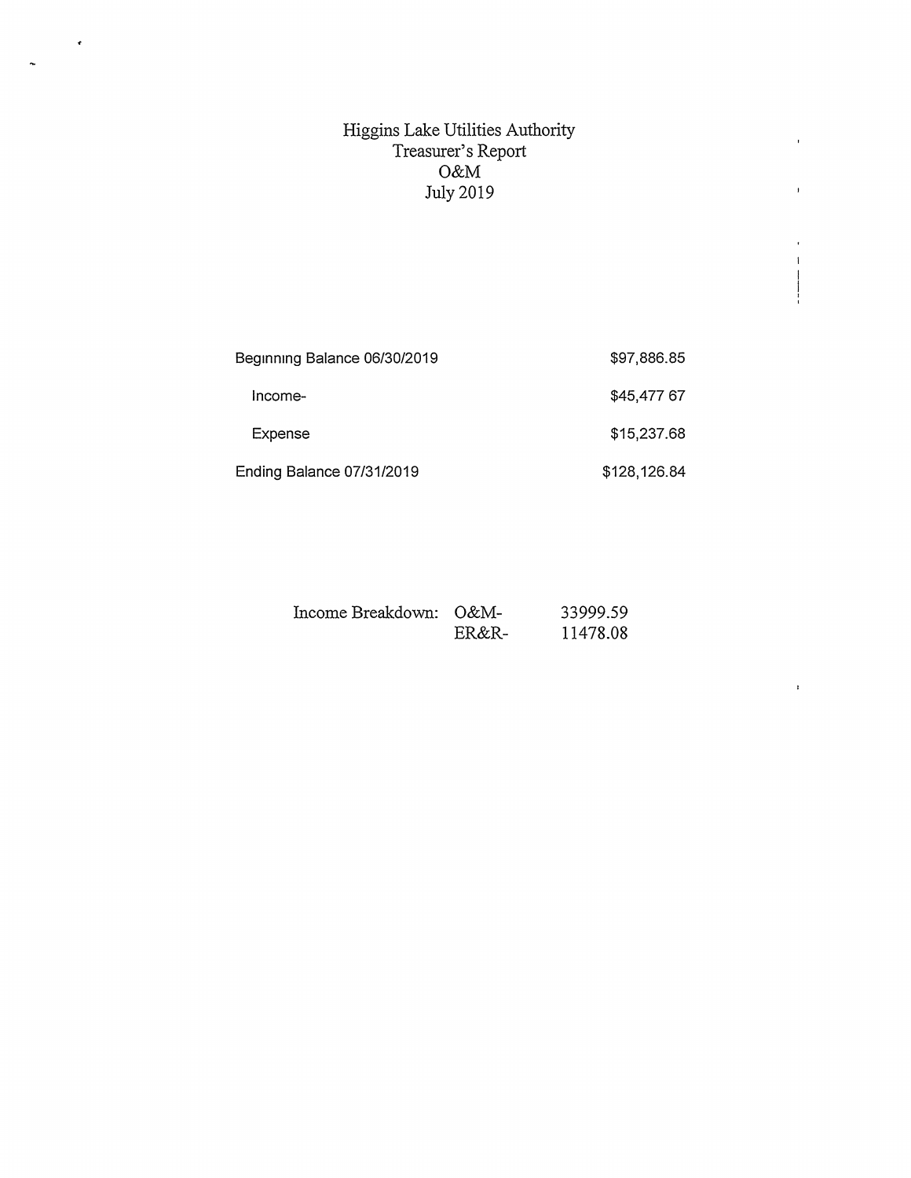# Higgins Lake Utilities Authority
## Treasurer's Report
## O&M
## July 2019

| | |
|---|---|
| Beginning Balance 06/30/2019 | $97,886.85 |
| Income- | $45,477 67 |
| Expense | $15,237.68 |
| Ending Balance 07/31/2019 | $128,126.84 |

| | | |
|---|---|---|
| Income Breakdown: | O&M- | 33999.59 |
| | ER&R- | 11478.08 |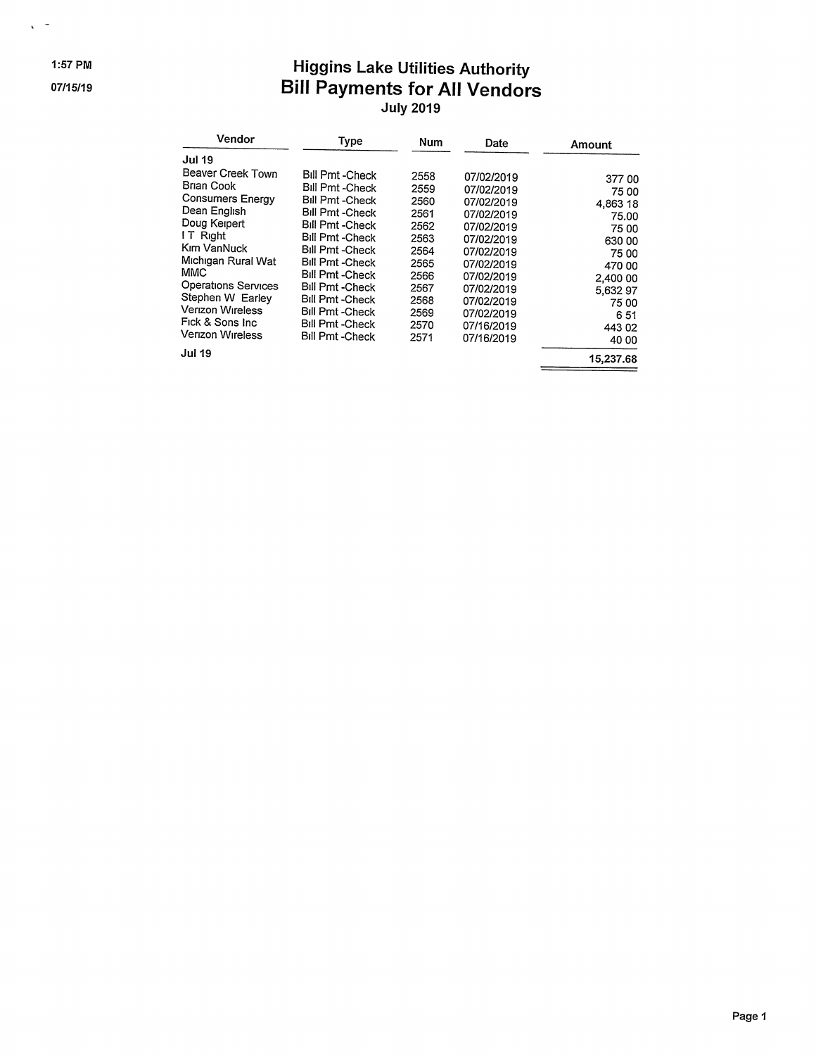# Higgins Lake Utilities Authority
## Bill Payments for All Vendors
### July 2019

1:57 PM
07/15/19

| Vendor | Type | Num | Date | Amount |
|---|---|---|---|---|
| **Jul 19** | | | | |
| Beaver Creek Town | Bill Pmt -Check | 2558 | 07/02/2019 | 377 00 |
| Brian Cook | Bill Pmt -Check | 2559 | 07/02/2019 | 75 00 |
| Consumers Energy | Bill Pmt -Check | 2560 | 07/02/2019 | 4,863 18 |
| Dean English | Bill Pmt -Check | 2561 | 07/02/2019 | 75.00 |
| Doug Keipert | Bill Pmt -Check | 2562 | 07/02/2019 | 75 00 |
| I T Right | Bill Pmt -Check | 2563 | 07/02/2019 | 630 00 |
| Kim VanNuck | Bill Pmt -Check | 2564 | 07/02/2019 | 75 00 |
| Michigan Rural Wat | Bill Pmt -Check | 2565 | 07/02/2019 | 470 00 |
| MMC | Bill Pmt -Check | 2566 | 07/02/2019 | 2,400 00 |
| Operations Services | Bill Pmt -Check | 2567 | 07/02/2019 | 5,632 97 |
| Stephen W Earley | Bill Pmt -Check | 2568 | 07/02/2019 | 75 00 |
| Verizon Wireless | Bill Pmt -Check | 2569 | 07/02/2019 | 6 51 |
| Fick & Sons Inc | Bill Pmt -Check | 2570 | 07/16/2019 | 443 02 |
| Verizon Wireless | Bill Pmt -Check | 2571 | 07/16/2019 | 40 00 |
| **Jul 19** | | | | **15,237.68** |